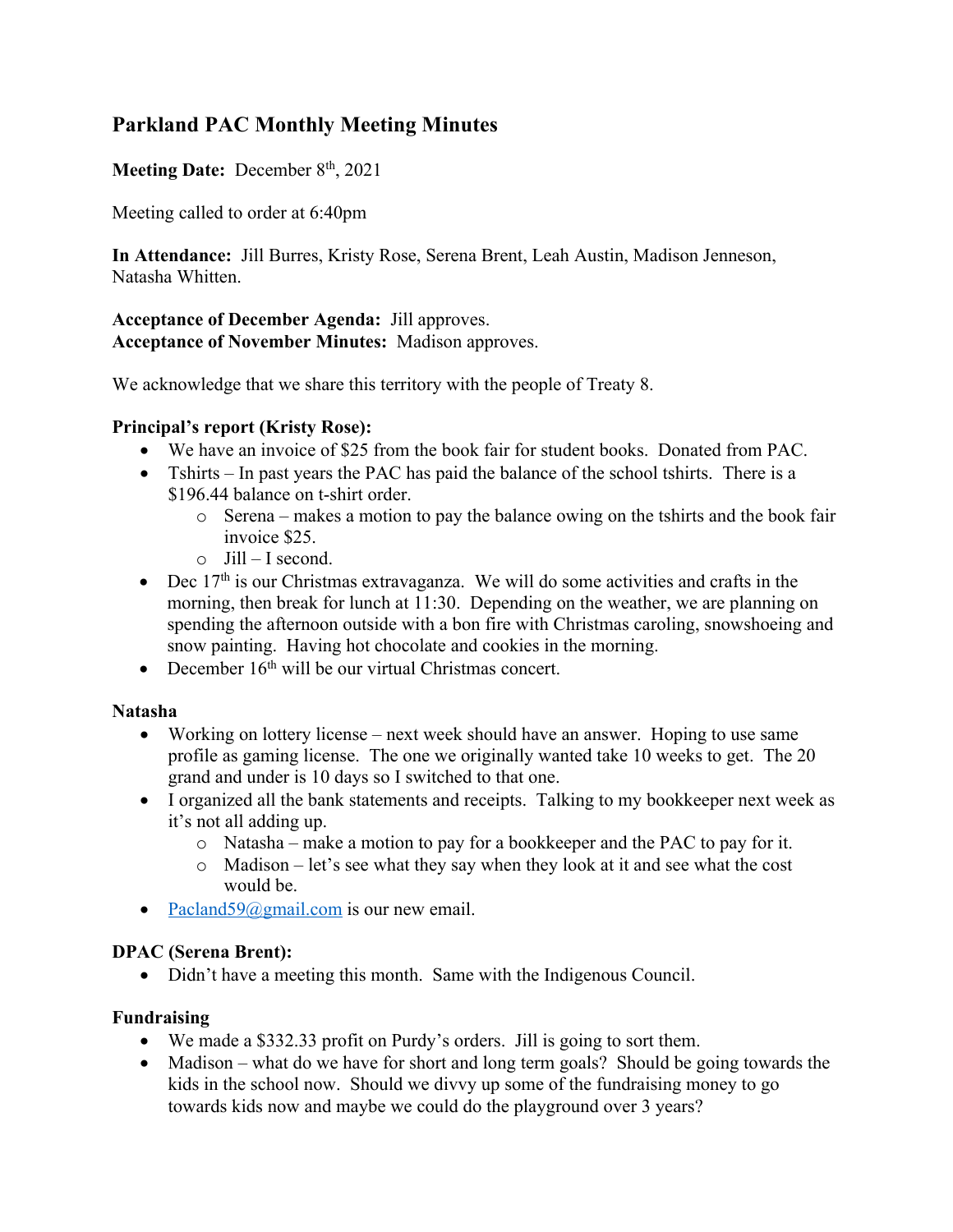## Parkland PAC Monthly Meeting Minutes

**Meeting Date:** December 8th, 2021

Meeting called to order at 6:40pm

**In Attendance:** Jill Burres, Kristy Rose, Serena Brent, Leah Austin, Madison Jenneson, Natasha Whitten.

**Acceptance of December Agenda:** Jill approves.
**Acceptance of November Minutes:** Madison approves.

We acknowledge that we share this territory with the people of Treaty 8.

**Principal's report (Kristy Rose):**

- We have an invoice of $25 from the book fair for student books. Donated from PAC.
- Tshirts – In past years the PAC has paid the balance of the school tshirts. There is a $196.44 balance on t-shirt order.
  - Serena – makes a motion to pay the balance owing on the tshirts and the book fair invoice $25.
  - Jill – I second.
- Dec 17th is our Christmas extravaganza. We will do some activities and crafts in the morning, then break for lunch at 11:30. Depending on the weather, we are planning on spending the afternoon outside with a bon fire with Christmas caroling, snowshoeing and snow painting. Having hot chocolate and cookies in the morning.
- December 16th will be our virtual Christmas concert.

**Natasha**

- Working on lottery license – next week should have an answer. Hoping to use same profile as gaming license. The one we originally wanted take 10 weeks to get. The 20 grand and under is 10 days so I switched to that one.
- I organized all the bank statements and receipts. Talking to my bookkeeper next week as it's not all adding up.
  - Natasha – make a motion to pay for a bookkeeper and the PAC to pay for it.
  - Madison – let's see what they say when they look at it and see what the cost would be.
- Pacland59@gmail.com is our new email.

**DPAC (Serena Brent):**

- Didn't have a meeting this month. Same with the Indigenous Council.

**Fundraising**

- We made a $332.33 profit on Purdy's orders. Jill is going to sort them.
- Madison – what do we have for short and long term goals? Should be going towards the kids in the school now. Should we divvy up some of the fundraising money to go towards kids now and maybe we could do the playground over 3 years?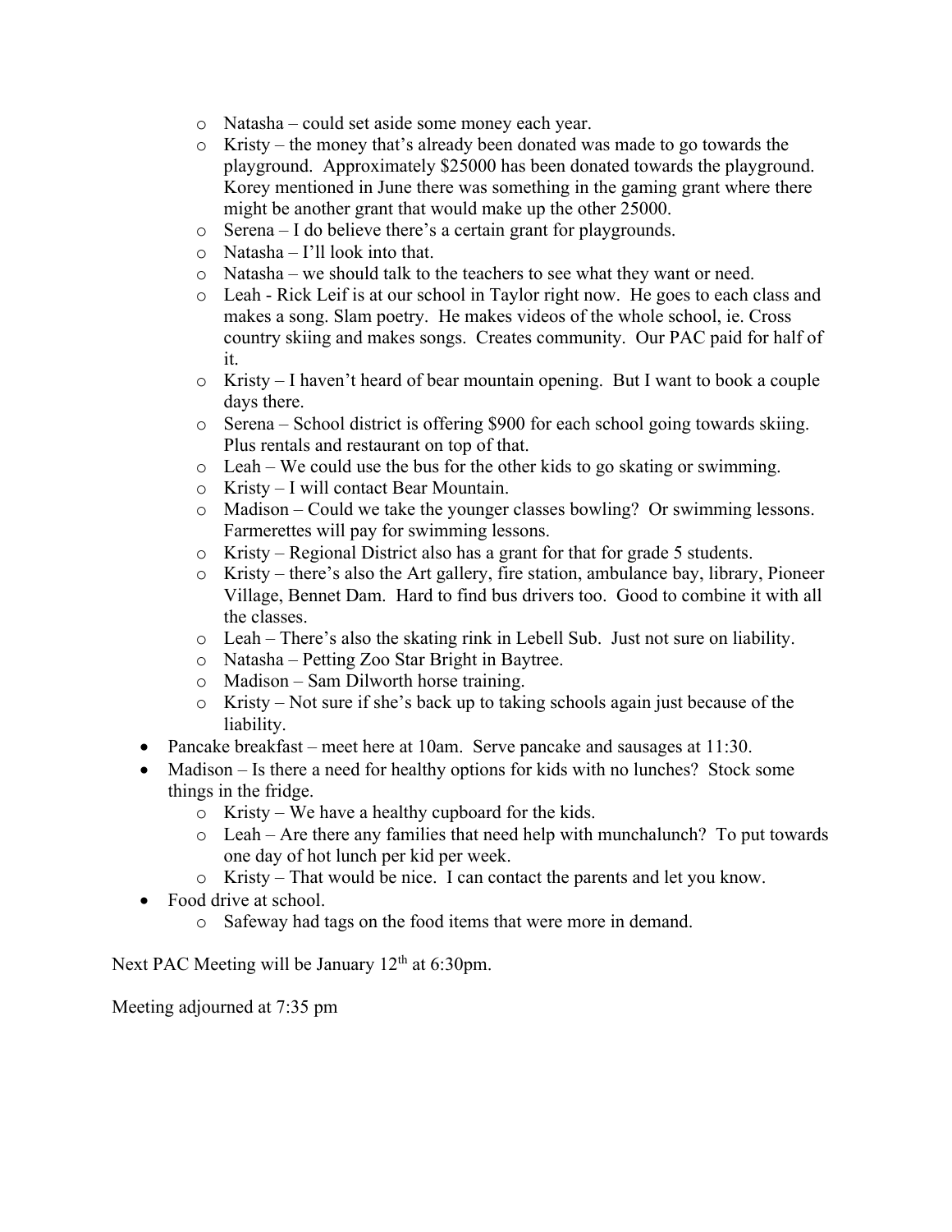- Natasha – could set aside some money each year.
    - Kristy – the money that's already been donated was made to go towards the playground. Approximately $25000 has been donated towards the playground. Korey mentioned in June there was something in the gaming grant where there might be another grant that would make up the other 25000.
    - Serena – I do believe there's a certain grant for playgrounds.
    - Natasha – I'll look into that.
    - Natasha – we should talk to the teachers to see what they want or need.
    - Leah - Rick Leif is at our school in Taylor right now. He goes to each class and makes a song. Slam poetry. He makes videos of the whole school, ie. Cross country skiing and makes songs. Creates community. Our PAC paid for half of it.
    - Kristy – I haven't heard of bear mountain opening. But I want to book a couple days there.
    - Serena – School district is offering $900 for each school going towards skiing. Plus rentals and restaurant on top of that.
    - Leah – We could use the bus for the other kids to go skating or swimming.
    - Kristy – I will contact Bear Mountain.
    - Madison – Could we take the younger classes bowling? Or swimming lessons. Farmerettes will pay for swimming lessons.
    - Kristy – Regional District also has a grant for that for grade 5 students.
    - Kristy – there's also the Art gallery, fire station, ambulance bay, library, Pioneer Village, Bennet Dam. Hard to find bus drivers too. Good to combine it with all the classes.
    - Leah – There's also the skating rink in Lebell Sub. Just not sure on liability.
    - Natasha – Petting Zoo Star Bright in Baytree.
    - Madison – Sam Dilworth horse training.
    - Kristy – Not sure if she's back up to taking schools again just because of the liability.
- Pancake breakfast – meet here at 10am. Serve pancake and sausages at 11:30.
- Madison – Is there a need for healthy options for kids with no lunches? Stock some things in the fridge.
    - Kristy – We have a healthy cupboard for the kids.
    - Leah – Are there any families that need help with munchalunch? To put towards one day of hot lunch per kid per week.
    - Kristy – That would be nice. I can contact the parents and let you know.
- Food drive at school.
    - Safeway had tags on the food items that were more in demand.

Next PAC Meeting will be January 12th at 6:30pm.

Meeting adjourned at 7:35 pm